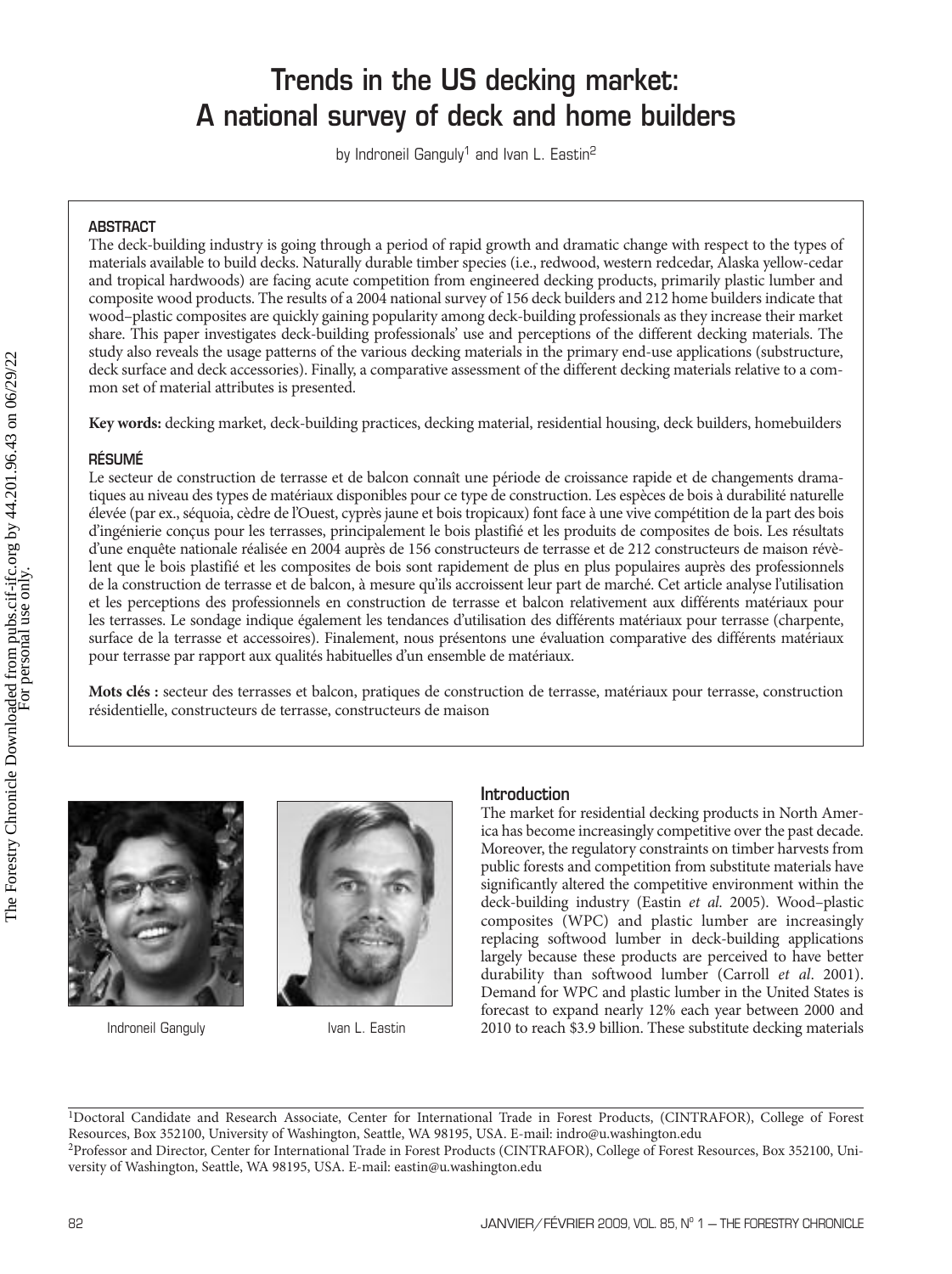# Trends in the US decking market: A national survey of deck and home builders

by Indroneil Ganguly[1] and Ivan L. Eastin[2]

## ABSTRACT

The deck-building industry is going through a period of rapid growth and dramatic change with respect to the types of materials available to build decks. Naturally durable timber species (i.e., redwood, western redcedar, Alaska yellow-cedar and tropical hardwoods) are facing acute competition from engineered decking products, primarily plastic lumber and composite wood products. The results of a 2004 national survey of 156 deck builders and 212 home builders indicate that wood–plastic composites are quickly gaining popularity among deck-building professionals as they increase their market share. This paper investigates deck-building professionals' use and perceptions of the different decking materials. The study also reveals the usage patterns of the various decking materials in the primary end-use applications (substructure, deck surface and deck accessories). Finally, a comparative assessment of the different decking materials relative to a common set of material attributes is presented.

**Key words:** decking market, deck-building practices, decking material, residential housing, deck builders, homebuilders

## RÉSUMÉ

Le secteur de construction de terrasse et de balcon connaît une période de croissance rapide et de changements dramatiques au niveau des types de matériaux disponibles pour ce type de construction. Les espèces de bois à durabilité naturelle élevée (par ex., séquoia, cèdre de l'Ouest, cyprès jaune et bois tropicaux) font face à une vive compétition de la part des bois d'ingénierie conçus pour les terrasses, principalement le bois plastifié et les produits de composites de bois. Les résultats d'une enquête nationale réalisée en 2004 auprès de 156 constructeurs de terrasse et de 212 constructeurs de maison révèlent que le bois plastifié et les composites de bois sont rapidement de plus en plus populaires auprès des professionnels de la construction de terrasse et de balcon, à mesure qu'ils accroissent leur part de marché. Cet article analyse l'utilisation et les perceptions des professionnels en construction de terrasse et balcon relativement aux différents matériaux pour les terrasses. Le sondage indique également les tendances d'utilisation des différents matériaux pour terrasse (charpente, surface de la terrasse et accessoires). Finalement, nous présentons une évaluation comparative des différents matériaux pour terrasse par rapport aux qualités habituelles d'un ensemble de matériaux.

**Mots clés :** secteur des terrasses et balcon, pratiques de construction de terrasse, matériaux pour terrasse, construction résidentielle, constructeurs de terrasse, constructeurs de maison

Indroneil Ganguly

Ivan L. Eastin

## Introduction

The market for residential decking products in North America has become increasingly competitive over the past decade. Moreover, the regulatory constraints on timber harvests from public forests and competition from substitute materials have significantly altered the competitive environment within the deck-building industry (Eastin *et al*. 2005). Wood–plastic composites (WPC) and plastic lumber are increasingly replacing softwood lumber in deck-building applications largely because these products are perceived to have better durability than softwood lumber (Carroll *et al*. 2001). Demand for WPC and plastic lumber in the United States is forecast to expand nearly 12% each year between 2000 and 2010 to reach \$3.9 billion. These substitute decking materials

[1]Doctoral Candidate and Research Associate, Center for International Trade in Forest Products, (CINTRAFOR), College of Forest Resources, Box 352100, University of Washington, Seattle, WA 98195, USA. E-mail: indro@u.washington.edu

[2]Professor and Director, Center for International Trade in Forest Products (CINTRAFOR), College of Forest Resources, Box 352100, University of Washington, Seattle, WA 98195, USA. E-mail: eastin@u.washington.edu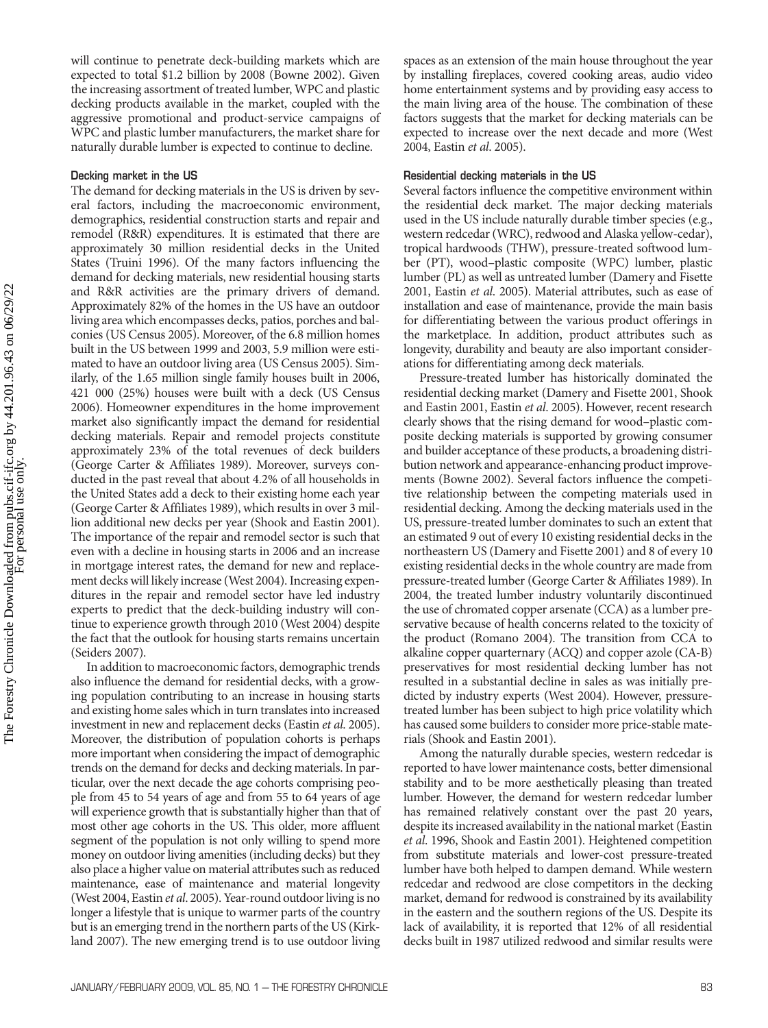will continue to penetrate deck-building markets which are expected to total $1.2 billion by 2008 (Bowne 2002). Given the increasing assortment of treated lumber, WPC and plastic decking products available in the market, coupled with the aggressive promotional and product-service campaigns of WPC and plastic lumber manufacturers, the market share for naturally durable lumber is expected to continue to decline.

### Decking market in the US

The demand for decking materials in the US is driven by several factors, including the macroeconomic environment, demographics, residential construction starts and repair and remodel (R&R) expenditures. It is estimated that there are approximately 30 million residential decks in the United States (Truini 1996). Of the many factors influencing the demand for decking materials, new residential housing starts and R&R activities are the primary drivers of demand. Approximately 82% of the homes in the US have an outdoor living area which encompasses decks, patios, porches and balconies (US Census 2005). Moreover, of the 6.8 million homes built in the US between 1999 and 2003, 5.9 million were estimated to have an outdoor living area (US Census 2005). Similarly, of the 1.65 million single family houses built in 2006, 421 000 (25%) houses were built with a deck (US Census 2006). Homeowner expenditures in the home improvement market also significantly impact the demand for residential decking materials. Repair and remodel projects constitute approximately 23% of the total revenues of deck builders (George Carter & Affiliates 1989). Moreover, surveys conducted in the past reveal that about 4.2% of all households in the United States add a deck to their existing home each year (George Carter & Affiliates 1989), which results in over 3 million additional new decks per year (Shook and Eastin 2001). The importance of the repair and remodel sector is such that even with a decline in housing starts in 2006 and an increase in mortgage interest rates, the demand for new and replacement decks will likely increase (West 2004). Increasing expenditures in the repair and remodel sector have led industry experts to predict that the deck-building industry will continue to experience growth through 2010 (West 2004) despite the fact that the outlook for housing starts remains uncertain (Seiders 2007).

In addition to macroeconomic factors, demographic trends also influence the demand for residential decks, with a growing population contributing to an increase in housing starts and existing home sales which in turn translates into increased investment in new and replacement decks (Eastin *et al.* 2005). Moreover, the distribution of population cohorts is perhaps more important when considering the impact of demographic trends on the demand for decks and decking materials. In particular, over the next decade the age cohorts comprising people from 45 to 54 years of age and from 55 to 64 years of age will experience growth that is substantially higher than that of most other age cohorts in the US. This older, more affluent segment of the population is not only willing to spend more money on outdoor living amenities (including decks) but they also place a higher value on material attributes such as reduced maintenance, ease of maintenance and material longevity (West 2004, Eastin *et al.* 2005). Year-round outdoor living is no longer a lifestyle that is unique to warmer parts of the country but is an emerging trend in the northern parts of the US (Kirkland 2007). The new emerging trend is to use outdoor living spaces as an extension of the main house throughout the year by installing fireplaces, covered cooking areas, audio video home entertainment systems and by providing easy access to the main living area of the house. The combination of these factors suggests that the market for decking materials can be expected to increase over the next decade and more (West 2004, Eastin *et al.* 2005).

### Residential decking materials in the US

Several factors influence the competitive environment within the residential deck market. The major decking materials used in the US include naturally durable timber species (e.g., western redcedar (WRC), redwood and Alaska yellow-cedar), tropical hardwoods (THW), pressure-treated softwood lumber (PT), wood–plastic composite (WPC) lumber, plastic lumber (PL) as well as untreated lumber (Damery and Fisette 2001, Eastin *et al.* 2005). Material attributes, such as ease of installation and ease of maintenance, provide the main basis for differentiating between the various product offerings in the marketplace. In addition, product attributes such as longevity, durability and beauty are also important considerations for differentiating among deck materials.

Pressure-treated lumber has historically dominated the residential decking market (Damery and Fisette 2001, Shook and Eastin 2001, Eastin *et al.* 2005). However, recent research clearly shows that the rising demand for wood–plastic composite decking materials is supported by growing consumer and builder acceptance of these products, a broadening distribution network and appearance-enhancing product improvements (Bowne 2002). Several factors influence the competitive relationship between the competing materials used in residential decking. Among the decking materials used in the US, pressure-treated lumber dominates to such an extent that an estimated 9 out of every 10 existing residential decks in the northeastern US (Damery and Fisette 2001) and 8 of every 10 existing residential decks in the whole country are made from pressure-treated lumber (George Carter & Affiliates 1989). In 2004, the treated lumber industry voluntarily discontinued the use of chromated copper arsenate (CCA) as a lumber preservative because of health concerns related to the toxicity of the product (Romano 2004). The transition from CCA to alkaline copper quarternary (ACQ) and copper azole (CA-B) preservatives for most residential decking lumber has not resulted in a substantial decline in sales as was initially predicted by industry experts (West 2004). However, pressure-treated lumber has been subject to high price volatility which has caused some builders to consider more price-stable materials (Shook and Eastin 2001).

Among the naturally durable species, western redcedar is reported to have lower maintenance costs, better dimensional stability and to be more aesthetically pleasing than treated lumber. However, the demand for western redcedar lumber has remained relatively constant over the past 20 years, despite its increased availability in the national market (Eastin *et al.* 1996, Shook and Eastin 2001). Heightened competition from substitute materials and lower-cost pressure-treated lumber have both helped to dampen demand. While western redcedar and redwood are close competitors in the decking market, demand for redwood is constrained by its availability in the eastern and the southern regions of the US. Despite its lack of availability, it is reported that 12% of all residential decks built in 1987 utilized redwood and similar results were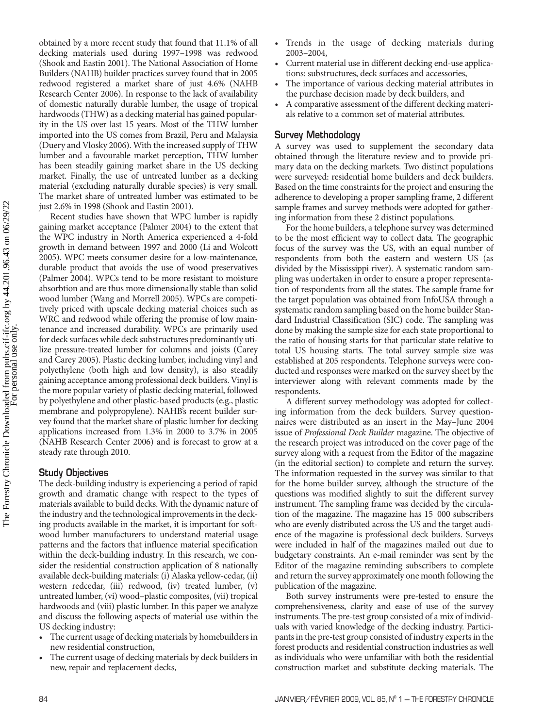obtained by a more recent study that found that 11.1% of all decking materials used during 1997–1998 was redwood (Shook and Eastin 2001). The National Association of Home Builders (NAHB) builder practices survey found that in 2005 redwood registered a market share of just 4.6% (NAHB Research Center 2006). In response to the lack of availability of domestic naturally durable lumber, the usage of tropical hardwoods (THW) as a decking material has gained popularity in the US over last 15 years. Most of the THW lumber imported into the US comes from Brazil, Peru and Malaysia (Duery and Vlosky 2006). With the increased supply of THW lumber and a favourable market perception, THW lumber has been steadily gaining market share in the US decking market. Finally, the use of untreated lumber as a decking material (excluding naturally durable species) is very small. The market share of untreated lumber was estimated to be just 2.6% in 1998 (Shook and Eastin 2001).

Recent studies have shown that WPC lumber is rapidly gaining market acceptance (Palmer 2004) to the extent that the WPC industry in North America experienced a 4-fold growth in demand between 1997 and 2000 (Li and Wolcott 2005). WPC meets consumer desire for a low-maintenance, durable product that avoids the use of wood preservatives (Palmer 2004). WPCs tend to be more resistant to moisture absorbtion and are thus more dimensionally stable than solid wood lumber (Wang and Morrell 2005). WPCs are competitively priced with upscale decking material choices such as WRC and redwood while offering the promise of low maintenance and increased durability. WPCs are primarily used for deck surfaces while deck substructures predominantly utilize pressure-treated lumber for columns and joists (Carey and Carey 2005). Plastic decking lumber, including vinyl and polyethylene (both high and low density), is also steadily gaining acceptance among professional deck builders. Vinyl is the more popular variety of plastic decking material, followed by polyethylene and other plastic-based products (e.g., plastic membrane and polypropylene). NAHB's recent builder survey found that the market share of plastic lumber for decking applications increased from 1.3% in 2000 to 3.7% in 2005 (NAHB Research Center 2006) and is forecast to grow at a steady rate through 2010.

## Study Objectives

The deck-building industry is experiencing a period of rapid growth and dramatic change with respect to the types of materials available to build decks. With the dynamic nature of the industry and the technological improvements in the decking products available in the market, it is important for softwood lumber manufacturers to understand material usage patterns and the factors that influence material specification within the deck-building industry. In this research, we consider the residential construction application of 8 nationally available deck-building materials: (i) Alaska yellow-cedar, (ii) western redcedar, (iii) redwood, (iv) treated lumber, (v) untreated lumber, (vi) wood–plastic composites, (vii) tropical hardwoods and (viii) plastic lumber. In this paper we analyze and discuss the following aspects of material use within the US decking industry:

- The current usage of decking materials by homebuilders in new residential construction,
- The current usage of decking materials by deck builders in new, repair and replacement decks,
- Trends in the usage of decking materials during 2003–2004,
- Current material use in different decking end-use applications: substructures, deck surfaces and accessories,
- The importance of various decking material attributes in the purchase decision made by deck builders, and
- A comparative assessment of the different decking materials relative to a common set of material attributes.

## Survey Methodology

A survey was used to supplement the secondary data obtained through the literature review and to provide primary data on the decking markets. Two distinct populations were surveyed: residential home builders and deck builders. Based on the time constraints for the project and ensuring the adherence to developing a proper sampling frame, 2 different sample frames and survey methods were adopted for gathering information from these 2 distinct populations.

For the home builders, a telephone survey was determined to be the most efficient way to collect data. The geographic focus of the survey was the US, with an equal number of respondents from both the eastern and western US (as divided by the Mississippi river). A systematic random sampling was undertaken in order to ensure a proper representation of respondents from all the states. The sample frame for the target population was obtained from InfoUSA through a systematic random sampling based on the home builder Standard Industrial Classification (SIC) code. The sampling was done by making the sample size for each state proportional to the ratio of housing starts for that particular state relative to total US housing starts. The total survey sample size was established at 205 respondents. Telephone surveys were conducted and responses were marked on the survey sheet by the interviewer along with relevant comments made by the respondents.

A different survey methodology was adopted for collecting information from the deck builders. Survey questionnaires were distributed as an insert in the May–June 2004 issue of *Professional Deck Builder* magazine. The objective of the research project was introduced on the cover page of the survey along with a request from the Editor of the magazine (in the editorial section) to complete and return the survey. The information requested in the survey was similar to that for the home builder survey, although the structure of the questions was modified slightly to suit the different survey instrument. The sampling frame was decided by the circulation of the magazine. The magazine has 15 000 subscribers who are evenly distributed across the US and the target audience of the magazine is professional deck builders. Surveys were included in half of the magazines mailed out due to budgetary constraints. An e-mail reminder was sent by the Editor of the magazine reminding subscribers to complete and return the survey approximately one month following the publication of the magazine.

Both survey instruments were pre-tested to ensure the comprehensiveness, clarity and ease of use of the survey instruments. The pre-test group consisted of a mix of individuals with varied knowledge of the decking industry. Participants in the pre-test group consisted of industry experts in the forest products and residential construction industries as well as individuals who were unfamiliar with both the residential construction market and substitute decking materials. The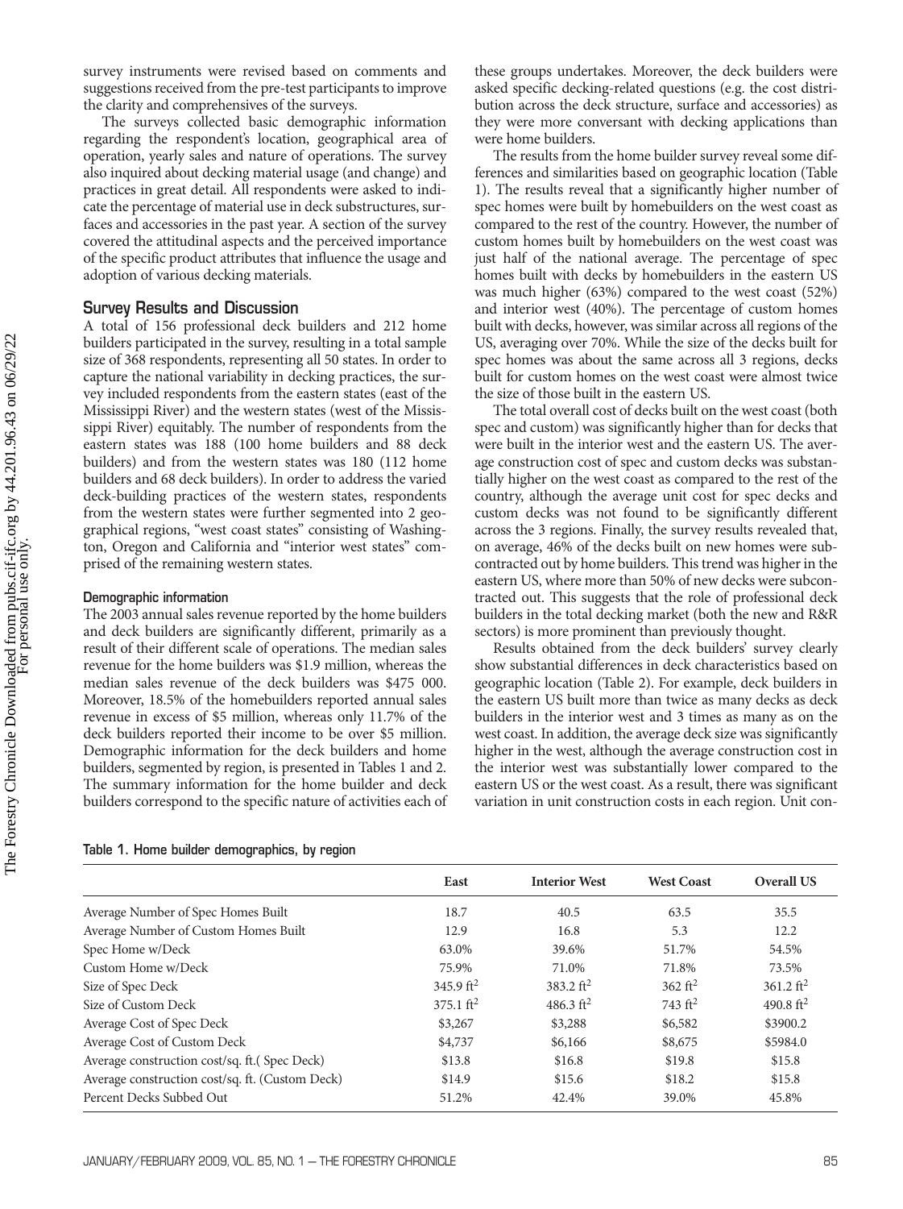survey instruments were revised based on comments and suggestions received from the pre-test participants to improve the clarity and comprehensives of the surveys.

The surveys collected basic demographic information regarding the respondent's location, geographical area of operation, yearly sales and nature of operations. The survey also inquired about decking material usage (and change) and practices in great detail. All respondents were asked to indicate the percentage of material use in deck substructures, surfaces and accessories in the past year. A section of the survey covered the attitudinal aspects and the perceived importance of the specific product attributes that influence the usage and adoption of various decking materials.

## Survey Results and Discussion

A total of 156 professional deck builders and 212 home builders participated in the survey, resulting in a total sample size of 368 respondents, representing all 50 states. In order to capture the national variability in decking practices, the survey included respondents from the eastern states (east of the Mississippi River) and the western states (west of the Mississippi River) equitably. The number of respondents from the eastern states was 188 (100 home builders and 88 deck builders) and from the western states was 180 (112 home builders and 68 deck builders). In order to address the varied deck-building practices of the western states, respondents from the western states were further segmented into 2 geographical regions, "west coast states" consisting of Washington, Oregon and California and "interior west states" comprised of the remaining western states.

### Demographic information

The 2003 annual sales revenue reported by the home builders and deck builders are significantly different, primarily as a result of their different scale of operations. The median sales revenue for the home builders was \$1.9 million, whereas the median sales revenue of the deck builders was \$475 000. Moreover, 18.5% of the homebuilders reported annual sales revenue in excess of \$5 million, whereas only 11.7% of the deck builders reported their income to be over \$5 million. Demographic information for the deck builders and home builders, segmented by region, is presented in Tables 1 and 2. The summary information for the home builder and deck builders correspond to the specific nature of activities each of these groups undertakes. Moreover, the deck builders were asked specific decking-related questions (e.g. the cost distribution across the deck structure, surface and accessories) as they were more conversant with decking applications than were home builders.

The results from the home builder survey reveal some differences and similarities based on geographic location (Table 1). The results reveal that a significantly higher number of spec homes were built by homebuilders on the west coast as compared to the rest of the country. However, the number of custom homes built by homebuilders on the west coast was just half of the national average. The percentage of spec homes built with decks by homebuilders in the eastern US was much higher (63%) compared to the west coast (52%) and interior west (40%). The percentage of custom homes built with decks, however, was similar across all regions of the US, averaging over 70%. While the size of the decks built for spec homes was about the same across all 3 regions, decks built for custom homes on the west coast were almost twice the size of those built in the eastern US.

The total overall cost of decks built on the west coast (both spec and custom) was significantly higher than for decks that were built in the interior west and the eastern US. The average construction cost of spec and custom decks was substantially higher on the west coast as compared to the rest of the country, although the average unit cost for spec decks and custom decks was not found to be significantly different across the 3 regions. Finally, the survey results revealed that, on average, 46% of the decks built on new homes were subcontracted out by home builders. This trend was higher in the eastern US, where more than 50% of new decks were subcontracted out. This suggests that the role of professional deck builders in the total decking market (both the new and R&R sectors) is more prominent than previously thought.

Results obtained from the deck builders' survey clearly show substantial differences in deck characteristics based on geographic location (Table 2). For example, deck builders in the eastern US built more than twice as many decks as deck builders in the interior west and 3 times as many as on the west coast. In addition, the average deck size was significantly higher in the west, although the average construction cost in the interior west was substantially lower compared to the eastern US or the west coast. As a result, there was significant variation in unit construction costs in each region. Unit con-

**Table 1. Home builder demographics, by region**

| | East | Interior West | West Coast | Overall US |
|---|---|---|---|---|
| Average Number of Spec Homes Built | 18.7 | 40.5 | 63.5 | 35.5 |
| Average Number of Custom Homes Built | 12.9 | 16.8 | 5.3 | 12.2 |
| Spec Home w/Deck | 63.0% | 39.6% | 51.7% | 54.5% |
| Custom Home w/Deck | 75.9% | 71.0% | 71.8% | 73.5% |
| Size of Spec Deck | 345.9 $ft^2$ | 383.2 $ft^2$ | 362 $ft^2$ | 361.2 $ft^2$ |
| Size of Custom Deck | 375.1 $ft^2$ | 486.3 $ft^2$ | 743 $ft^2$ | 490.8 $ft^2$ |
| Average Cost of Spec Deck | \$3,267 | \$3,288 | \$6,582 | \$3900.2 |
| Average Cost of Custom Deck | \$4,737 | \$6,166 | \$8,675 | \$5984.0 |
| Average construction cost/sq. ft.( Spec Deck) | \$13.8 | \$16.8 | \$19.8 | \$15.8 |
| Average construction cost/sq. ft. (Custom Deck) | \$14.9 | \$15.6 | \$18.2 | \$15.8 |
| Percent Decks Subbed Out | 51.2% | 42.4% | 39.0% | 45.8% |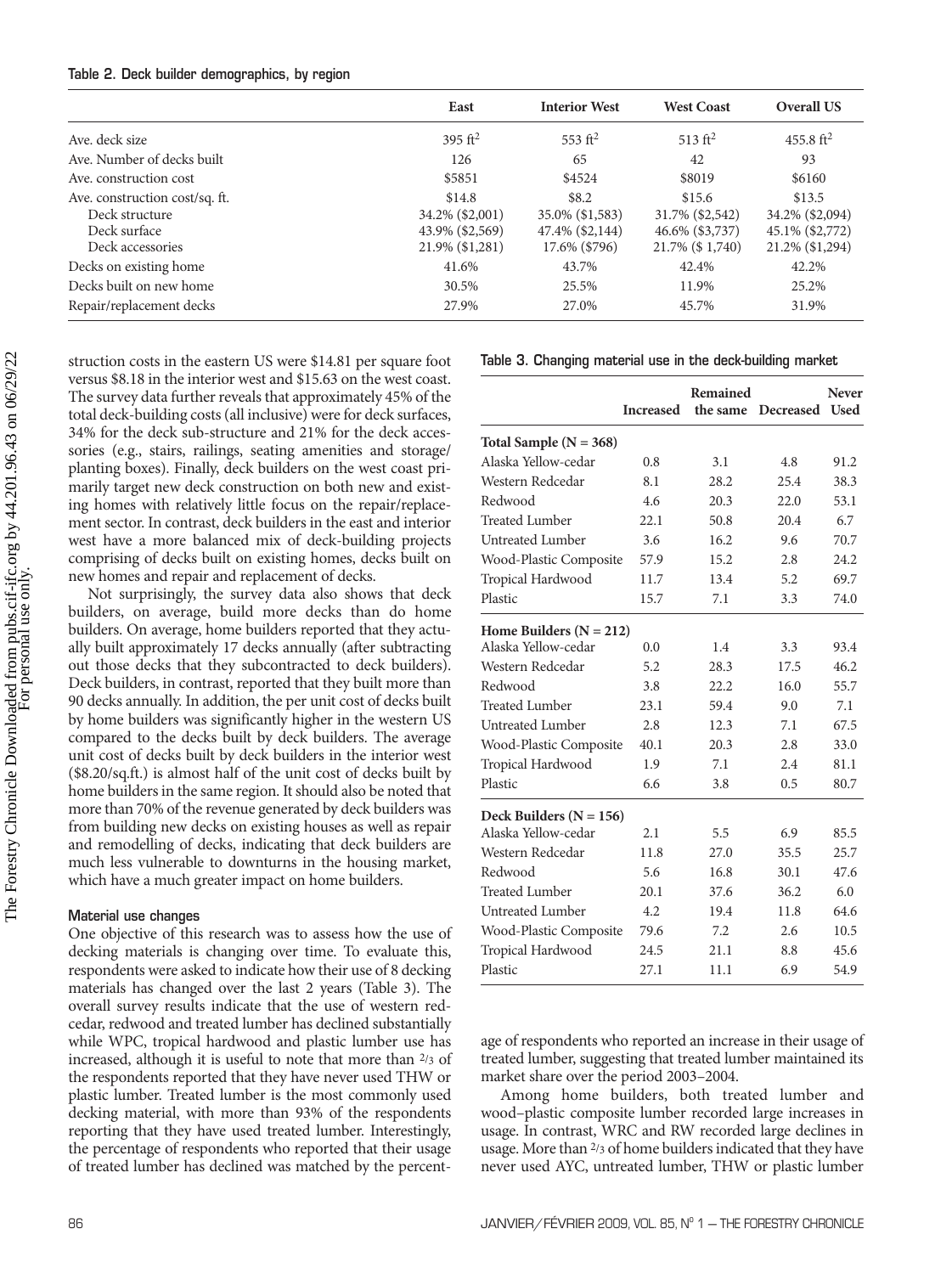Table 2. Deck builder demographics, by region

| | East | Interior West | West Coast | Overall US |
|---|---|---|---|---|
| Ave. deck size | 395 ft$^2$ | 553 ft$^2$ | 513 ft$^2$ | 455.8 ft$^2$ |
| Ave. Number of decks built | 126 | 65 | 42 | 93 |
| Ave. construction cost | \$5851 | \$4524 | \$8019 | \$6160 |
| Ave. construction cost/sq. ft. | \$14.8 | \$8.2 | \$15.6 | \$13.5 |
| Deck structure | 34.2% (\$2,001) | 35.0% (\$1,583) | 31.7% (\$2,542) | 34.2% (\$2,094) |
| Deck surface | 43.9% (\$2,569) | 47.4% (\$2,144) | 46.6% (\$3,737) | 45.1% (\$2,772) |
| Deck accessories | 21.9% (\$1,281) | 17.6% (\$796) | 21.7% (\$ 1,740) | 21.2% (\$1,294) |
| Decks on existing home | 41.6% | 43.7% | 42.4% | 42.2% |
| Decks built on new home | 30.5% | 25.5% | 11.9% | 25.2% |
| Repair/replacement decks | 27.9% | 27.0% | 45.7% | 31.9% |

struction costs in the eastern US were \$14.81 per square foot versus \$8.18 in the interior west and \$15.63 on the west coast. The survey data further reveals that approximately 45% of the total deck-building costs (all inclusive) were for deck surfaces, 34% for the deck sub-structure and 21% for the deck accessories (e.g., stairs, railings, seating amenities and storage/planting boxes). Finally, deck builders on the west coast primarily target new deck construction on both new and existing homes with relatively little focus on the repair/replacement sector. In contrast, deck builders in the east and interior west have a more balanced mix of deck-building projects comprising of decks built on existing homes, decks built on new homes and repair and replacement of decks.

Not surprisingly, the survey data also shows that deck builders, on average, build more decks than do home builders. On average, home builders reported that they actually built approximately 17 decks annually (after subtracting out those decks that they subcontracted to deck builders). Deck builders, in contrast, reported that they built more than 90 decks annually. In addition, the per unit cost of decks built by home builders was significantly higher in the western US compared to the decks built by deck builders. The average unit cost of decks built by deck builders in the interior west (\$8.20/sq.ft.) is almost half of the unit cost of decks built by home builders in the same region. It should also be noted that more than 70% of the revenue generated by deck builders was from building new decks on existing houses as well as repair and remodelling of decks, indicating that deck builders are much less vulnerable to downturns in the housing market, which have a much greater impact on home builders.

### Material use changes

One objective of this research was to assess how the use of decking materials is changing over time. To evaluate this, respondents were asked to indicate how their use of 8 decking materials has changed over the last 2 years (Table 3). The overall survey results indicate that the use of western redcedar, redwood and treated lumber has declined substantially while WPC, tropical hardwood and plastic lumber use has increased, although it is useful to note that more than 2/3 of the respondents reported that they have never used THW or plastic lumber. Treated lumber is the most commonly used decking material, with more than 93% of the respondents reporting that they have used treated lumber. Interestingly, the percentage of respondents who reported that their usage of treated lumber has declined was matched by the percentage of respondents who reported an increase in their usage of treated lumber, suggesting that treated lumber maintained its market share over the period 2003–2004.

Among home builders, both treated lumber and wood–plastic composite lumber recorded large increases in usage. In contrast, WRC and RW recorded large declines in usage. More than 2/3 of home builders indicated that they have never used AYC, untreated lumber, THW or plastic lumber

Table 3. Changing material use in the deck-building market

| | Increased | Remained the same | Decreased | Never Used |
|---|---|---|---|---|
| **Total Sample (N = 368)** | | | | |
| Alaska Yellow-cedar | 0.8 | 3.1 | 4.8 | 91.2 |
| Western Redcedar | 8.1 | 28.2 | 25.4 | 38.3 |
| Redwood | 4.6 | 20.3 | 22.0 | 53.1 |
| Treated Lumber | 22.1 | 50.8 | 20.4 | 6.7 |
| Untreated Lumber | 3.6 | 16.2 | 9.6 | 70.7 |
| Wood-Plastic Composite | 57.9 | 15.2 | 2.8 | 24.2 |
| Tropical Hardwood | 11.7 | 13.4 | 5.2 | 69.7 |
| Plastic | 15.7 | 7.1 | 3.3 | 74.0 |
| **Home Builders (N = 212)** | | | | |
| Alaska Yellow-cedar | 0.0 | 1.4 | 3.3 | 93.4 |
| Western Redcedar | 5.2 | 28.3 | 17.5 | 46.2 |
| Redwood | 3.8 | 22.2 | 16.0 | 55.7 |
| Treated Lumber | 23.1 | 59.4 | 9.0 | 7.1 |
| Untreated Lumber | 2.8 | 12.3 | 7.1 | 67.5 |
| Wood-Plastic Composite | 40.1 | 20.3 | 2.8 | 33.0 |
| Tropical Hardwood | 1.9 | 7.1 | 2.4 | 81.1 |
| Plastic | 6.6 | 3.8 | 0.5 | 80.7 |
| **Deck Builders (N = 156)** | | | | |
| Alaska Yellow-cedar | 2.1 | 5.5 | 6.9 | 85.5 |
| Western Redcedar | 11.8 | 27.0 | 35.5 | 25.7 |
| Redwood | 5.6 | 16.8 | 30.1 | 47.6 |
| Treated Lumber | 20.1 | 37.6 | 36.2 | 6.0 |
| Untreated Lumber | 4.2 | 19.4 | 11.8 | 64.6 |
| Wood-Plastic Composite | 79.6 | 7.2 | 2.6 | 10.5 |
| Tropical Hardwood | 24.5 | 21.1 | 8.8 | 45.6 |
| Plastic | 27.1 | 11.1 | 6.9 | 54.9 |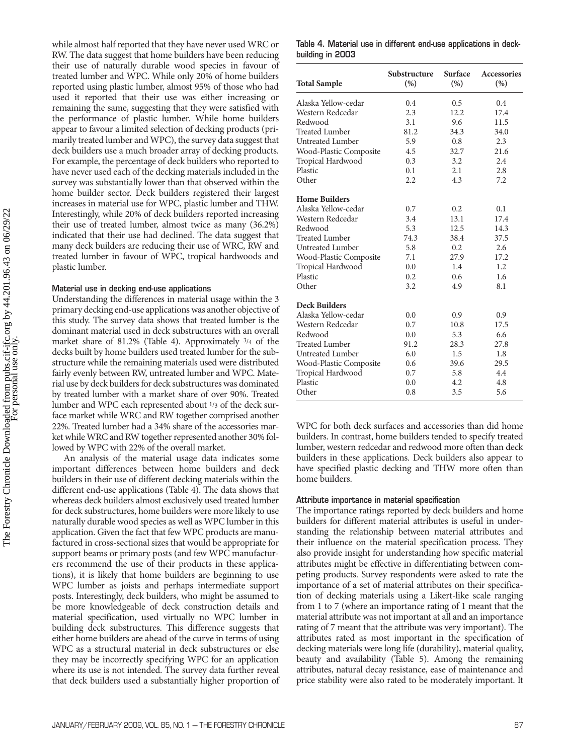while almost half reported that they have never used WRC or RW. The data suggest that home builders have been reducing their use of naturally durable wood species in favour of treated lumber and WPC. While only 20% of home builders reported using plastic lumber, almost 95% of those who had used it reported that their use was either increasing or remaining the same, suggesting that they were satisfied with the performance of plastic lumber. While home builders appear to favour a limited selection of decking products (primarily treated lumber and WPC), the survey data suggest that deck builders use a much broader array of decking products. For example, the percentage of deck builders who reported to have never used each of the decking materials included in the survey was substantially lower than that observed within the home builder sector. Deck builders registered their largest increases in material use for WPC, plastic lumber and THW. Interestingly, while 20% of deck builders reported increasing their use of treated lumber, almost twice as many (36.2%) indicated that their use had declined. The data suggest that many deck builders are reducing their use of WRC, RW and treated lumber in favour of WPC, tropical hardwoods and plastic lumber.

### Material use in decking end-use applications

Understanding the differences in material usage within the 3 primary decking end-use applications was another objective of this study. The survey data shows that treated lumber is the dominant material used in deck substructures with an overall market share of 81.2% (Table 4). Approximately 3/4 of the decks built by home builders used treated lumber for the substructure while the remaining materials used were distributed fairly evenly between RW, untreated lumber and WPC. Material use by deck builders for deck substructures was dominated by treated lumber with a market share of over 90%. Treated lumber and WPC each represented about 1/3 of the deck surface market while WRC and RW together comprised another 22%. Treated lumber had a 34% share of the accessories market while WRC and RW together represented another 30% followed by WPC with 22% of the overall market.

An analysis of the material usage data indicates some important differences between home builders and deck builders in their use of different decking materials within the different end-use applications (Table 4). The data shows that whereas deck builders almost exclusively used treated lumber for deck substructures, home builders were more likely to use naturally durable wood species as well as WPC lumber in this application. Given the fact that few WPC products are manufactured in cross-sectional sizes that would be appropriate for support beams or primary posts (and few WPC manufacturers recommend the use of their products in these applications), it is likely that home builders are beginning to use WPC lumber as joists and perhaps intermediate support posts. Interestingly, deck builders, who might be assumed to be more knowledgeable of deck construction details and material specification, used virtually no WPC lumber in building deck substructures. This difference suggests that either home builders are ahead of the curve in terms of using WPC as a structural material in deck substructures or else they may be incorrectly specifying WPC for an application where its use is not intended. The survey data further reveal that deck builders used a substantially higher proportion of WPC for both deck surfaces and accessories than did home builders. In contrast, home builders tended to specify treated lumber, western redcedar and redwood more often than deck builders in these applications. Deck builders also appear to have specified plastic decking and THW more often than home builders.

**Table 4. Material use in different end-use applications in deck-building in 2003**

| Total Sample | Substructure (%) | Surface (%) | Accessories (%) |
|---|---|---|---|
| Alaska Yellow-cedar | 0.4 | 0.5 | 0.4 |
| Western Redcedar | 2.3 | 12.2 | 17.4 |
| Redwood | 3.1 | 9.6 | 11.5 |
| Treated Lumber | 81.2 | 34.3 | 34.0 |
| Untreated Lumber | 5.9 | 0.8 | 2.3 |
| Wood-Plastic Composite | 4.5 | 32.7 | 21.6 |
| Tropical Hardwood | 0.3 | 3.2 | 2.4 |
| Plastic | 0.1 | 2.1 | 2.8 |
| Other | 2.2 | 4.3 | 7.2 |
| **Home Builders** | | | |
| Alaska Yellow-cedar | 0.7 | 0.2 | 0.1 |
| Western Redcedar | 3.4 | 13.1 | 17.4 |
| Redwood | 5.3 | 12.5 | 14.3 |
| Treated Lumber | 74.3 | 38.4 | 37.5 |
| Untreated Lumber | 5.8 | 0.2 | 2.6 |
| Wood-Plastic Composite | 7.1 | 27.9 | 17.2 |
| Tropical Hardwood | 0.0 | 1.4 | 1.2 |
| Plastic | 0.2 | 0.6 | 1.6 |
| Other | 3.2 | 4.9 | 8.1 |
| **Deck Builders** | | | |
| Alaska Yellow-cedar | 0.0 | 0.9 | 0.9 |
| Western Redcedar | 0.7 | 10.8 | 17.5 |
| Redwood | 0.0 | 5.3 | 6.6 |
| Treated Lumber | 91.2 | 28.3 | 27.8 |
| Untreated Lumber | 6.0 | 1.5 | 1.8 |
| Wood-Plastic Composite | 0.6 | 39.6 | 29.5 |
| Tropical Hardwood | 0.7 | 5.8 | 4.4 |
| Plastic | 0.0 | 4.2 | 4.8 |
| Other | 0.8 | 3.5 | 5.6 |

### Attribute importance in material specification

The importance ratings reported by deck builders and home builders for different material attributes is useful in understanding the relationship between material attributes and their influence on the material specification process. They also provide insight for understanding how specific material attributes might be effective in differentiating between competing products. Survey respondents were asked to rate the importance of a set of material attributes on their specification of decking materials using a Likert-like scale ranging from 1 to 7 (where an importance rating of 1 meant that the material attribute was not important at all and an importance rating of 7 meant that the attribute was very important). The attributes rated as most important in the specification of decking materials were long life (durability), material quality, beauty and availability (Table 5). Among the remaining attributes, natural decay resistance, ease of maintenance and price stability were also rated to be moderately important. It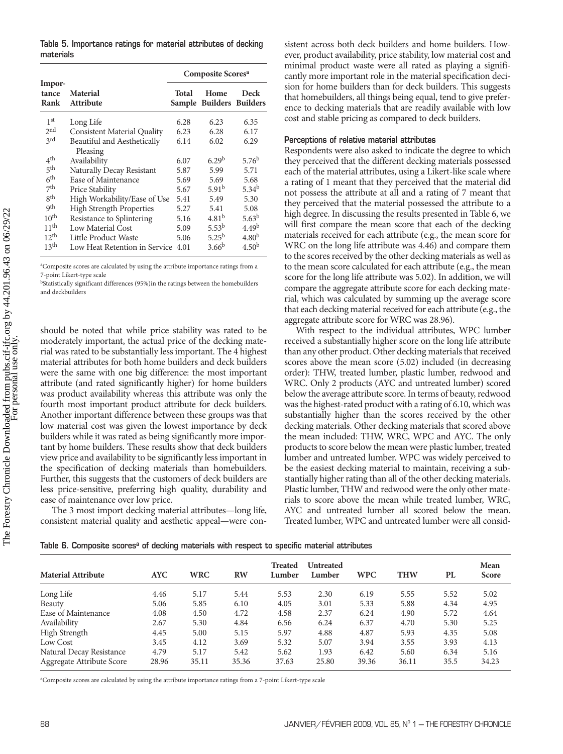Table 5. Importance ratings for material attributes of decking materials

| Importance Rank | Material Attribute | Composite Scores[a] | | |
|---|---|---|---|---|
| | | Total Sample | Home Builders | Deck Builders |
| 1st | Long Life | 6.28 | 6.23 | 6.35 |
| 2nd | Consistent Material Quality | 6.23 | 6.28 | 6.17 |
| 3rd | Beautiful and Aesthetically Pleasing | 6.14 | 6.02 | 6.29 |
| 4th | Availability | 6.07 | 6.29[b] | 5.76[b] |
| 5th | Naturally Decay Resistant | 5.87 | 5.99 | 5.71 |
| 6th | Ease of Maintenance | 5.69 | 5.69 | 5.68 |
| 7th | Price Stability | 5.67 | 5.91[b] | 5.34[b] |
| 8th | High Workability/Ease of Use | 5.41 | 5.49 | 5.30 |
| 9th | High Strength Properties | 5.27 | 5.41 | 5.08 |
| 10th | Resistance to Splintering | 5.16 | 4.81[b] | 5.63[b] |
| 11th | Low Material Cost | 5.09 | 5.53[b] | 4.49[b] |
| 12th | Little Product Waste | 5.06 | 5.25[b] | 4.80[b] |
| 13th | Low Heat Retention in Service | 4.01 | 3.66[b] | 4.50[b] |

[a]Composite scores are calculated by using the attribute importance ratings from a 7-point Likert-type scale

[b]Statistically significant differences (95%)in the ratings between the homebuilders and deckbuilders

should be noted that while price stability was rated to be moderately important, the actual price of the decking material was rated to be substantially less important. The 4 highest material attributes for both home builders and deck builders were the same with one big difference: the most important attribute (and rated significantly higher) for home builders was product availability whereas this attribute was only the fourth most important product attribute for deck builders. Another important difference between these groups was that low material cost was given the lowest importance by deck builders while it was rated as being significantly more important by home builders. These results show that deck builders view price and availability to be significantly less important in the specification of decking materials than homebuilders. Further, this suggests that the customers of deck builders are less price-sensitive, preferring high quality, durability and ease of maintenance over low price.

The 3 most import decking material attributes—long life, consistent material quality and aesthetic appeal—were consistent across both deck builders and home builders. However, product availability, price stability, low material cost and minimal product waste were all rated as playing a significantly more important role in the material specification decision for home builders than for deck builders. This suggests that homebuilders, all things being equal, tend to give preference to decking materials that are readily available with low cost and stable pricing as compared to deck builders.

### Perceptions of relative material attributes

Respondents were also asked to indicate the degree to which they perceived that the different decking materials possessed each of the material attributes, using a Likert-like scale where a rating of 1 meant that they perceived that the material did not possess the attribute at all and a rating of 7 meant that they perceived that the material possessed the attribute to a high degree. In discussing the results presented in Table 6, we will first compare the mean score that each of the decking materials received for each attribute (e.g., the mean score for WRC on the long life attribute was 4.46) and compare them to the scores received by the other decking materials as well as to the mean score calculated for each attribute (e.g., the mean score for the long life attribute was 5.02). In addition, we will compare the aggregate attribute score for each decking material, which was calculated by summing up the average score that each decking material received for each attribute (e.g., the aggregate attribute score for WRC was 28.96).

With respect to the individual attributes, WPC lumber received a substantially higher score on the long life attribute than any other product. Other decking materials that received scores above the mean score (5.02) included (in decreasing order): THW, treated lumber, plastic lumber, redwood and WRC. Only 2 products (AYC and untreated lumber) scored below the average attribute score. In terms of beauty, redwood was the highest-rated product with a rating of 6.10, which was substantially higher than the scores received by the other decking materials. Other decking materials that scored above the mean included: THW, WRC, WPC and AYC. The only products to score below the mean were plastic lumber, treated lumber and untreated lumber. WPC was widely perceived to be the easiest decking material to maintain, receiving a substantially higher rating than all of the other decking materials. Plastic lumber, THW and redwood were the only other materials to score above the mean while treated lumber, WRC, AYC and untreated lumber all scored below the mean. Treated lumber, WPC and untreated lumber were all consid-

Table 6. Composite scores[a] of decking materials with respect to specific material attributes

| Material Attribute | AYC | WRC | RW | Treated Lumber | Untreated Lumber | WPC | THW | PL | Mean Score |
|---|---|---|---|---|---|---|---|---|---|
| Long Life | 4.46 | 5.17 | 5.44 | 5.53 | 2.30 | 6.19 | 5.55 | 5.52 | 5.02 |
| Beauty | 5.06 | 5.85 | 6.10 | 4.05 | 3.01 | 5.33 | 5.88 | 4.34 | 4.95 |
| Ease of Maintenance | 4.08 | 4.50 | 4.72 | 4.58 | 2.37 | 6.24 | 4.90 | 5.72 | 4.64 |
| Availability | 2.67 | 5.30 | 4.84 | 6.56 | 6.24 | 6.37 | 4.70 | 5.30 | 5.25 |
| High Strength | 4.45 | 5.00 | 5.15 | 5.97 | 4.88 | 4.87 | 5.93 | 4.35 | 5.08 |
| Low Cost | 3.45 | 4.12 | 3.69 | 5.32 | 5.07 | 3.94 | 3.55 | 3.93 | 4.13 |
| Natural Decay Resistance | 4.79 | 5.17 | 5.42 | 5.62 | 1.93 | 6.42 | 5.60 | 6.34 | 5.16 |
| Aggregate Attribute Score | 28.96 | 35.11 | 35.36 | 37.63 | 25.80 | 39.36 | 36.11 | 35.5 | 34.23 |

[a]Composite scores are calculated by using the attribute importance ratings from a 7-point Likert-type scale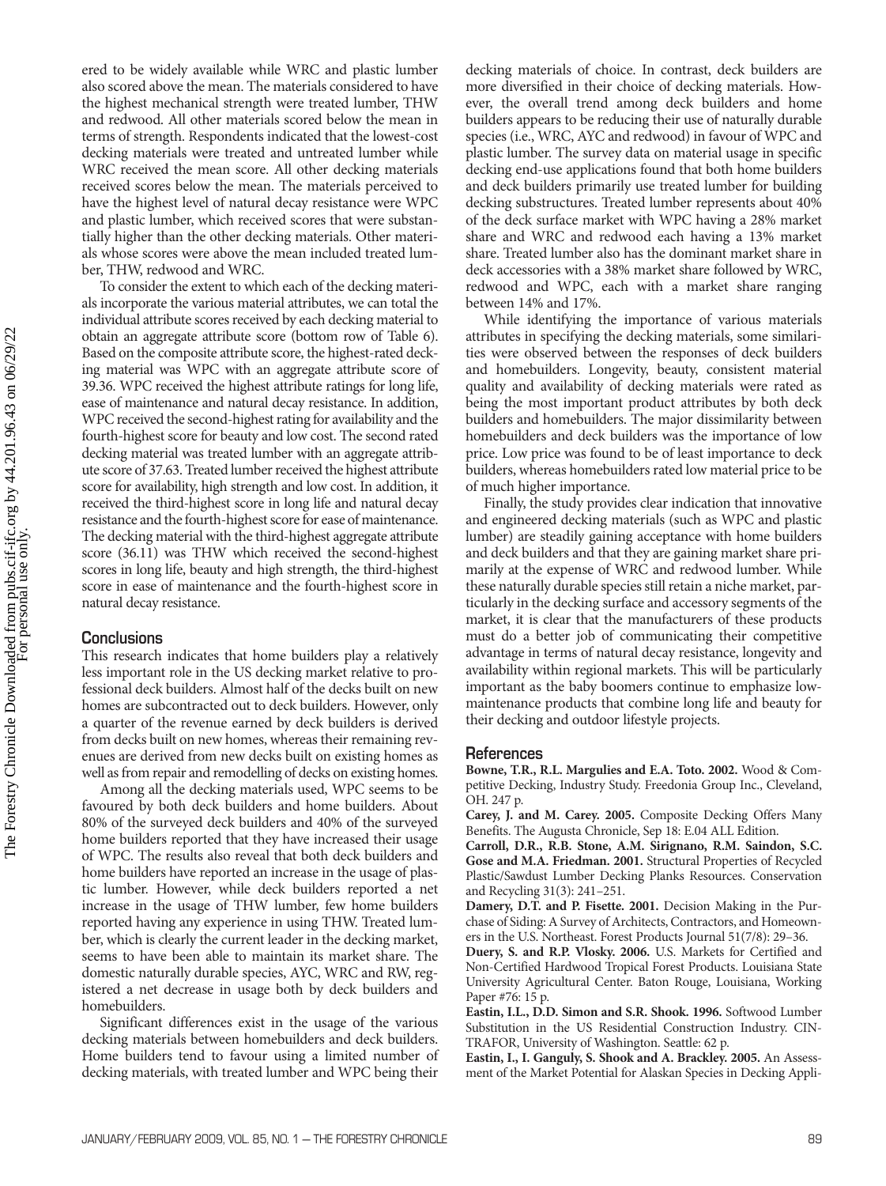ered to be widely available while WRC and plastic lumber also scored above the mean. The materials considered to have the highest mechanical strength were treated lumber, THW and redwood. All other materials scored below the mean in terms of strength. Respondents indicated that the lowest-cost decking materials were treated and untreated lumber while WRC received the mean score. All other decking materials received scores below the mean. The materials perceived to have the highest level of natural decay resistance were WPC and plastic lumber, which received scores that were substantially higher than the other decking materials. Other materials whose scores were above the mean included treated lumber, THW, redwood and WRC.

To consider the extent to which each of the decking materials incorporate the various material attributes, we can total the individual attribute scores received by each decking material to obtain an aggregate attribute score (bottom row of Table 6). Based on the composite attribute score, the highest-rated decking material was WPC with an aggregate attribute score of 39.36. WPC received the highest attribute ratings for long life, ease of maintenance and natural decay resistance. In addition, WPC received the second-highest rating for availability and the fourth-highest score for beauty and low cost. The second rated decking material was treated lumber with an aggregate attribute score of 37.63. Treated lumber received the highest attribute score for availability, high strength and low cost. In addition, it received the third-highest score in long life and natural decay resistance and the fourth-highest score for ease of maintenance. The decking material with the third-highest aggregate attribute score (36.11) was THW which received the second-highest scores in long life, beauty and high strength, the third-highest score in ease of maintenance and the fourth-highest score in natural decay resistance.

## Conclusions

This research indicates that home builders play a relatively less important role in the US decking market relative to professional deck builders. Almost half of the decks built on new homes are subcontracted out to deck builders. However, only a quarter of the revenue earned by deck builders is derived from decks built on new homes, whereas their remaining revenues are derived from new decks built on existing homes as well as from repair and remodelling of decks on existing homes.

Among all the decking materials used, WPC seems to be favoured by both deck builders and home builders. About 80% of the surveyed deck builders and 40% of the surveyed home builders reported that they have increased their usage of WPC. The results also reveal that both deck builders and home builders have reported an increase in the usage of plastic lumber. However, while deck builders reported a net increase in the usage of THW lumber, few home builders reported having any experience in using THW. Treated lumber, which is clearly the current leader in the decking market, seems to have been able to maintain its market share. The domestic naturally durable species, AYC, WRC and RW, registered a net decrease in usage both by deck builders and homebuilders.

Significant differences exist in the usage of the various decking materials between homebuilders and deck builders. Home builders tend to favour using a limited number of decking materials, with treated lumber and WPC being their decking materials of choice. In contrast, deck builders are more diversified in their choice of decking materials. However, the overall trend among deck builders and home builders appears to be reducing their use of naturally durable species (i.e., WRC, AYC and redwood) in favour of WPC and plastic lumber. The survey data on material usage in specific decking end-use applications found that both home builders and deck builders primarily use treated lumber for building decking substructures. Treated lumber represents about 40% of the deck surface market with WPC having a 28% market share and WRC and redwood each having a 13% market share. Treated lumber also has the dominant market share in deck accessories with a 38% market share followed by WRC, redwood and WPC, each with a market share ranging between 14% and 17%.

While identifying the importance of various materials attributes in specifying the decking materials, some similarities were observed between the responses of deck builders and homebuilders. Longevity, beauty, consistent material quality and availability of decking materials were rated as being the most important product attributes by both deck builders and homebuilders. The major dissimilarity between homebuilders and deck builders was the importance of low price. Low price was found to be of least importance to deck builders, whereas homebuilders rated low material price to be of much higher importance.

Finally, the study provides clear indication that innovative and engineered decking materials (such as WPC and plastic lumber) are steadily gaining acceptance with home builders and deck builders and that they are gaining market share primarily at the expense of WRC and redwood lumber. While these naturally durable species still retain a niche market, particularly in the decking surface and accessory segments of the market, it is clear that the manufacturers of these products must do a better job of communicating their competitive advantage in terms of natural decay resistance, longevity and availability within regional markets. This will be particularly important as the baby boomers continue to emphasize low-maintenance products that combine long life and beauty for their decking and outdoor lifestyle projects.

## References

**Bowne, T.R., R.L. Margulies and E.A. Toto. 2002.** Wood & Competitive Decking, Industry Study. Freedonia Group Inc., Cleveland, OH. 247 p.

**Carey, J. and M. Carey. 2005.** Composite Decking Offers Many Benefits. The Augusta Chronicle, Sep 18: E.04 ALL Edition.

**Carroll, D.R., R.B. Stone, A.M. Sirignano, R.M. Saindon, S.C. Gose and M.A. Friedman. 2001.** Structural Properties of Recycled Plastic/Sawdust Lumber Decking Planks Resources. Conservation and Recycling 31(3): 241–251.

**Damery, D.T. and P. Fisette. 2001.** Decision Making in the Purchase of Siding: A Survey of Architects, Contractors, and Homeowners in the U.S. Northeast. Forest Products Journal 51(7/8): 29–36.

**Duery, S. and R.P. Vlosky. 2006.** U.S. Markets for Certified and Non-Certified Hardwood Tropical Forest Products. Louisiana State University Agricultural Center. Baton Rouge, Louisiana, Working Paper #76: 15 p.

**Eastin, I.L., D.D. Simon and S.R. Shook. 1996.** Softwood Lumber Substitution in the US Residential Construction Industry. CINTRAFOR, University of Washington. Seattle: 62 p.

**Eastin, I., I. Ganguly, S. Shook and A. Brackley. 2005.** An Assessment of the Market Potential for Alaskan Species in Decking Appli-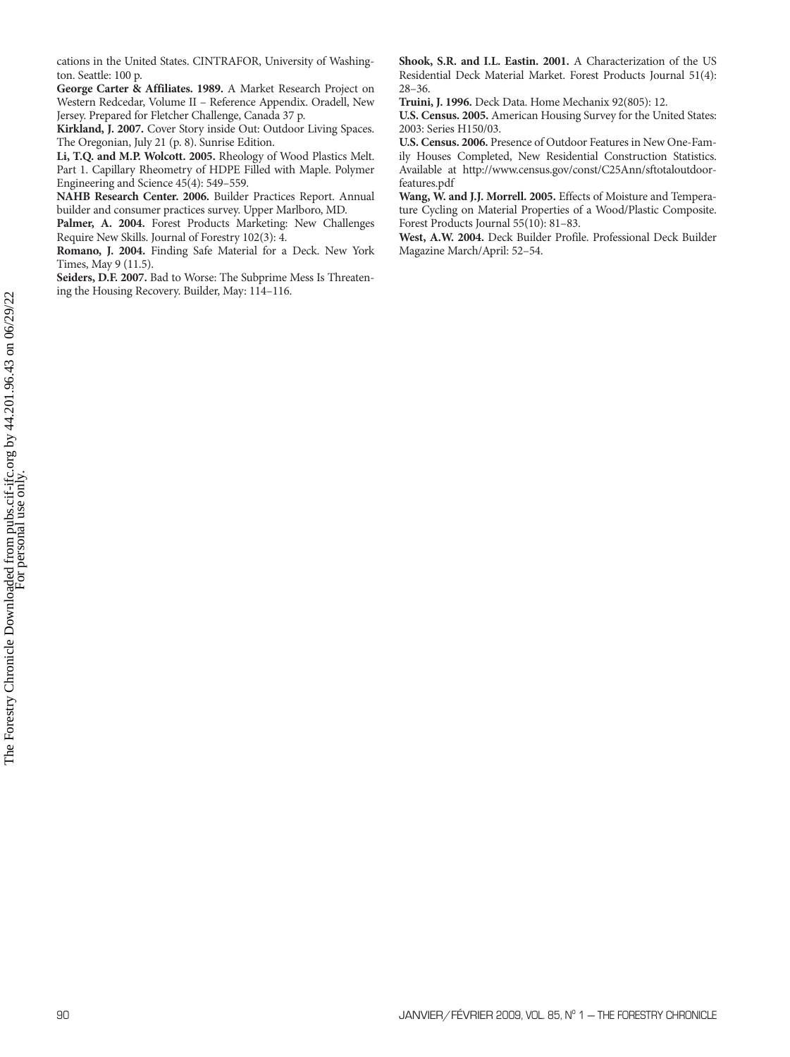cations in the United States. CINTRAFOR, University of Washington. Seattle: 100 p.

**George Carter & Affiliates. 1989.** A Market Research Project on Western Redcedar, Volume II – Reference Appendix. Oradell, New Jersey. Prepared for Fletcher Challenge, Canada 37 p.

**Kirkland, J. 2007.** Cover Story inside Out: Outdoor Living Spaces. The Oregonian, July 21 (p. 8). Sunrise Edition.

**Li, T.Q. and M.P. Wolcott. 2005.** Rheology of Wood Plastics Melt. Part 1. Capillary Rheometry of HDPE Filled with Maple. Polymer Engineering and Science 45(4): 549–559.

**NAHB Research Center. 2006.** Builder Practices Report. Annual builder and consumer practices survey. Upper Marlboro, MD.

**Palmer, A. 2004.** Forest Products Marketing: New Challenges Require New Skills. Journal of Forestry 102(3): 4.

**Romano, J. 2004.** Finding Safe Material for a Deck. New York Times, May 9 (11.5).

**Seiders, D.F. 2007.** Bad to Worse: The Subprime Mess Is Threatening the Housing Recovery. Builder, May: 114–116.

**Shook, S.R. and I.L. Eastin. 2001.** A Characterization of the US Residential Deck Material Market. Forest Products Journal 51(4): 28–36.

**Truini, J. 1996.** Deck Data. Home Mechanix 92(805): 12.

**U.S. Census. 2005.** American Housing Survey for the United States: 2003: Series H150/03.

**U.S. Census. 2006.** Presence of Outdoor Features in New One-Family Houses Completed, New Residential Construction Statistics. Available at http://www.census.gov/const/C25Ann/sftotaloutdoorfeatures.pdf

**Wang, W. and J.J. Morrell. 2005.** Effects of Moisture and Temperature Cycling on Material Properties of a Wood/Plastic Composite. Forest Products Journal 55(10): 81–83.

**West, A.W. 2004.** Deck Builder Profile. Professional Deck Builder Magazine March/April: 52–54.